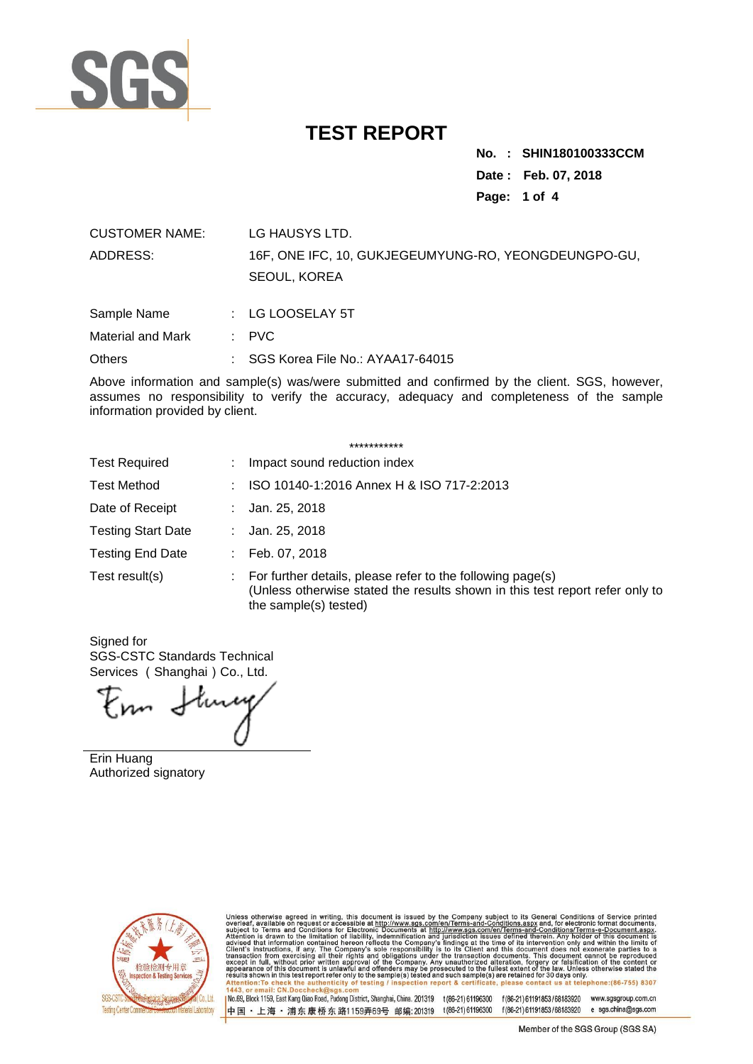SGS

# TEST REPORT

**No. : SHIN180100333CCM**
**Date : Feb. 07, 2018**

| | | |
|---|---|---|
| CUSTOMER NAME: | | LG HAUSYS LTD. |
| ADDRESS: | | 16F, ONE IFC, 10, GUKJEGEUMYUNG-RO, YEONGDEUNGPO-GU, SEOUL, KOREA |
| Sample Name | : | LG LOOSELAY 5T |
| Material and Mark | : | PVC |
| Others | : | SGS Korea File No.: AYAA17-64015 |

Above information and sample(s) was/were submitted and confirmed by the client. SGS, however, assumes no responsibility to verify the accuracy, adequacy and completeness of the sample information provided by client.

***********

| | | |
|---|---|---|
| Test Required | : | Impact sound reduction index |
| Test Method | : | ISO 10140-1:2016 Annex H & ISO 717-2:2013 |
| Date of Receipt | : | Jan. 25, 2018 |
| Testing Start Date | : | Jan. 25, 2018 |
| Testing End Date | : | Feb. 07, 2018 |
| Test result(s) | : | For further details, please refer to the following page(s) (Unless otherwise stated the results shown in this test report refer only to the sample(s) tested) |

Signed for
SGS-CSTC Standards Technical Services ( Shanghai ) Co., Ltd.

Erin Huang
Authorized signatory

Unless otherwise agreed in writing, this document is issued by the Company subject to its General Conditions of Service printed overleaf, available on request or accessible at http://www.sgs.com/en/Terms-and-Conditions.aspx and, for electronic format documents, subject to Terms and Conditions for Electronic Documents at http://www.sgs.com/en/Terms-and-Conditions/Terms-e-Document.aspx. Attention is drawn to the limitation of liability, indemnification and jurisdiction issues defined therein. Any holder of this document is advised that information contained hereon reflects the Company's findings at the time of its intervention only and within the limits of Client's instructions, if any. The Company's sole responsibility is to its Client and this document does not exonerate parties to a transaction from exercising all their rights and obligations under the transaction documents. This document cannot be reproduced except in full, without prior written approval of the Company. Any unauthorized alteration, forgery or falsification of the content or appearance of this document is unlawful and offenders may be prosecuted to the fullest extent of the law. Unless otherwise stated the results shown in this test report refer only to the sample(s) tested and such sample(s) are retained for 30 days only.
Attention:To check the authenticity of testing / inspection report & certificate, please contact us at telephone:(86-755) 8307 1443, or email: CN.Doccheck@sgs.com

No.69, Block 1159, East Kang Qiao Road, Pudong District, Shanghai, China. 201319 t(86-21) 61196300 f(86-21) 61191853/68183920 www.sgsgroup.com.cn
中国・上海・浦东康桥东路1159弄69号 邮编: 201319 t(86-21) 61196300 f(86-21) 61191853/68183920 e sgs.china@sgs.com

Member of the SGS Group (SGS SA)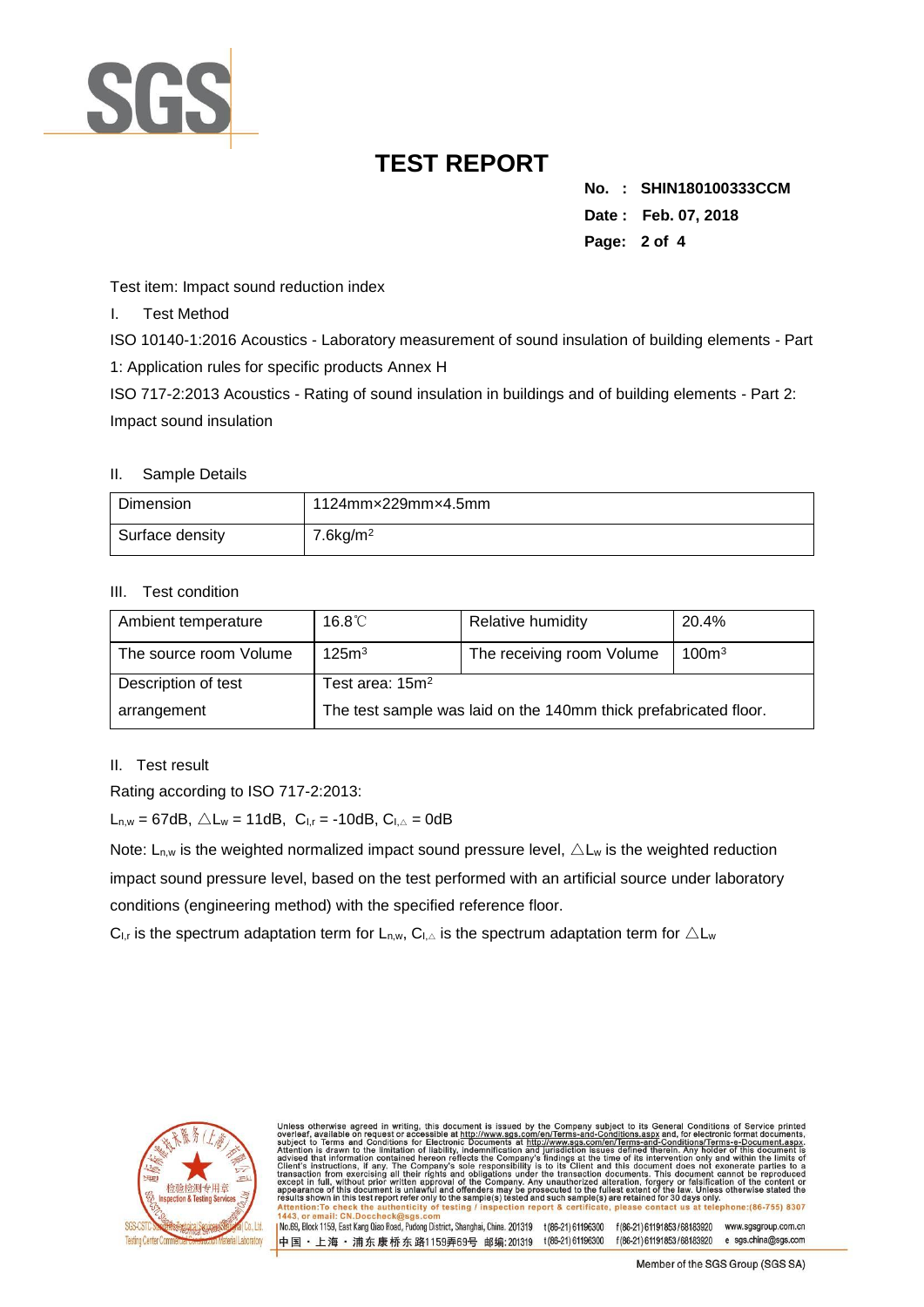# TEST REPORT

**No. : SHIN180100333CCM**
**Date : Feb. 07, 2018**

Test item: Impact sound reduction index

I. Test Method

ISO 10140-1:2016 Acoustics - Laboratory measurement of sound insulation of building elements - Part 1: Application rules for specific products Annex H

ISO 717-2:2013 Acoustics - Rating of sound insulation in buildings and of building elements - Part 2: Impact sound insulation

II. Sample Details

| Dimension | 1124mm×229mm×4.5mm |
|---|---|
| Surface density | 7.6kg/$m^2$ |

III. Test condition

| Ambient temperature | 16.8℃ | Relative humidity | 20.4% |
|---|---|---|---|
| The source room Volume | 125$m^3$ | The receiving room Volume | 100$m^3$ |
| Description of test arrangement | Test area: 15$m^2$ <br> The test sample was laid on the 140mm thick prefabricated floor. | | |

II. Test result

Rating according to ISO 717-2:2013:

$L_{n,w}$ = 67dB, $\triangle L_w$ = 11dB, $C_{I,r}$ = -10dB, $C_{I,\triangle}$ = 0dB

Note: $L_{n,w}$ is the weighted normalized impact sound pressure level, $\triangle L_w$ is the weighted reduction impact sound pressure level, based on the test performed with an artificial source under laboratory conditions (engineering method) with the specified reference floor.

$C_{I,r}$ is the spectrum adaptation term for $L_{n,w}$, $C_{I,\triangle}$ is the spectrum adaptation term for $\triangle L_w$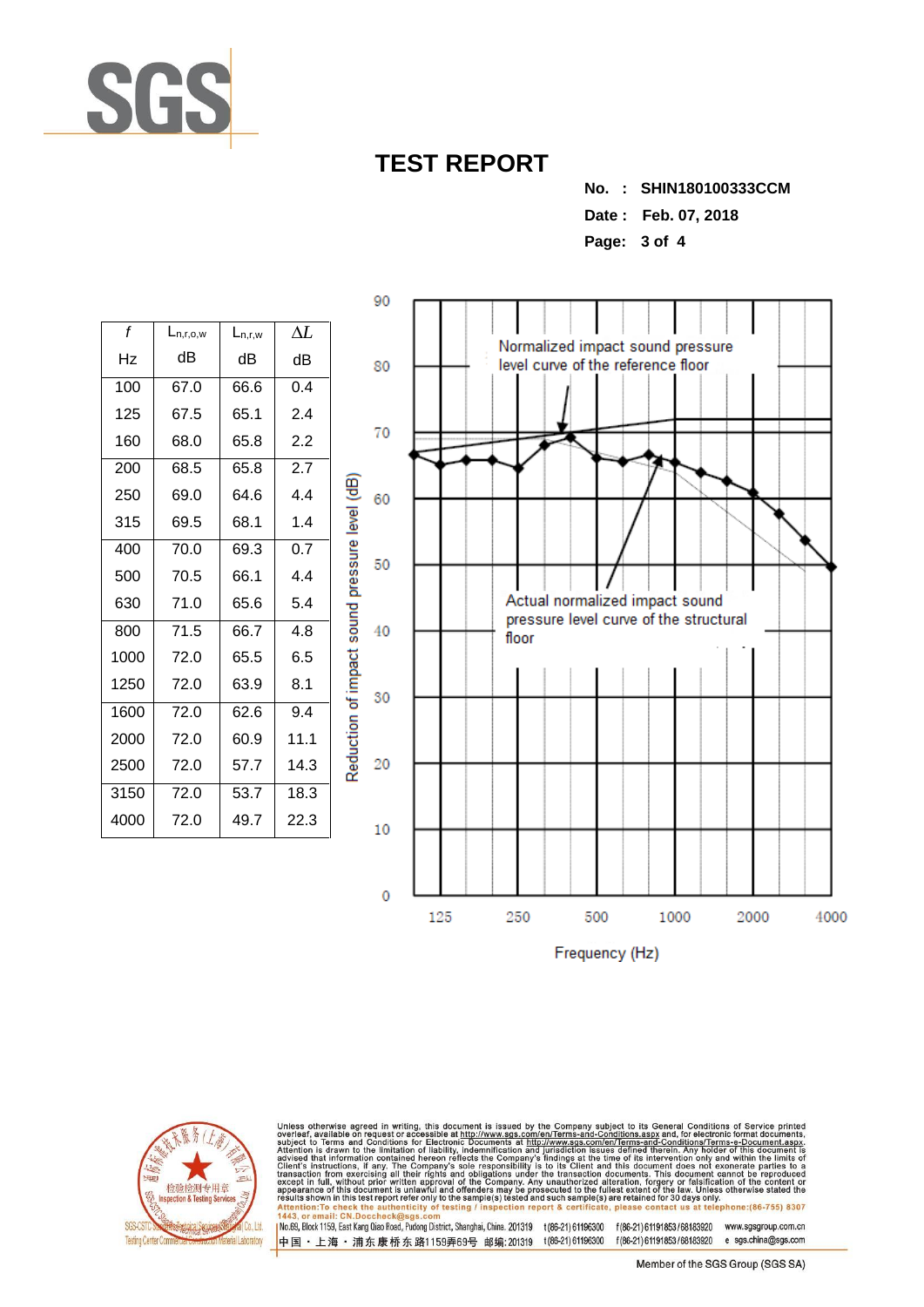# TEST REPORT

**No. : SHIN180100333CCM**

**Date : Feb. 07, 2018**

| $f$ Hz | $L_{n,r,o,w}$ dB | $L_{n,r,w}$ dB | $\Delta L$ dB |
|---|---|---|---|
| 100 | 67.0 | 66.6 | 0.4 |
| 125 | 67.5 | 65.1 | 2.4 |
| 160 | 68.0 | 65.8 | 2.2 |
| 200 | 68.5 | 65.8 | 2.7 |
| 250 | 69.0 | 64.6 | 4.4 |
| 315 | 69.5 | 68.1 | 1.4 |
| 400 | 70.0 | 69.3 | 0.7 |
| 500 | 70.5 | 66.1 | 4.4 |
| 630 | 71.0 | 65.6 | 5.4 |
| 800 | 71.5 | 66.7 | 4.8 |
| 1000 | 72.0 | 65.5 | 6.5 |
| 1250 | 72.0 | 63.9 | 8.1 |
| 1600 | 72.0 | 62.6 | 9.4 |
| 2000 | 72.0 | 60.9 | 11.1 |
| 2500 | 72.0 | 57.7 | 14.3 |
| 3150 | 72.0 | 53.7 | 18.3 |
| 4000 | 72.0 | 49.7 | 22.3 |

Normalized impact sound pressure level curve of the reference floor

Actual normalized impact sound pressure level curve of the structural floor

Reduction of impact sound pressure level (dB)

Frequency (Hz)

Unless otherwise agreed in writing, this document is issued by the Company subject to its General Conditions of Service printed overleaf, available on request or accessible at http://www.sgs.com/en/Terms-and-Conditions.aspx and, for electronic format documents, subject to Terms and Conditions for Electronic Documents at http://www.sgs.com/en/Terms-and-Conditions/Terms-e-Document.aspx. Attention is drawn to the limitation of liability, indemnification and jurisdiction issues defined therein. Any holder of this document is advised that information contained hereon reflects the Company's findings at the time of its intervention only and within the limits of Client's instructions, if any. The Company's sole responsibility is to its Client and this document does not exonerate parties to a transaction from exercising all their rights and obligations under the transaction documents. This document cannot be reproduced except in full, without prior written approval of the Company. Any unauthorized alteration, forgery or falsification of the content or appearance of this document is unlawful and offenders may be prosecuted to the fullest extent of the law. Unless otherwise stated the results shown in this test report refer only to the sample(s) tested and such sample(s) are retained for 30 days only.

**Attention: To check the authenticity of testing / inspection report & certificate, please contact us at telephone:(86-755) 8307 1443, or email: CN.Doccheck@sgs.com**

No.69, Block 1159, East Kang Qiao Road, Pudong District, Shanghai, China. 201319 t(86-21) 61196300 f(86-21) 61191853 / 68183920 www.sgsgroup.com.cn

中国・上海・浦东康桥东路1159弄69号 邮编: 201319 t(86-21) 61196300 f(86-21) 61191853 / 68183920 e sgs.china@sgs.com

Member of the SGS Group (SGS SA)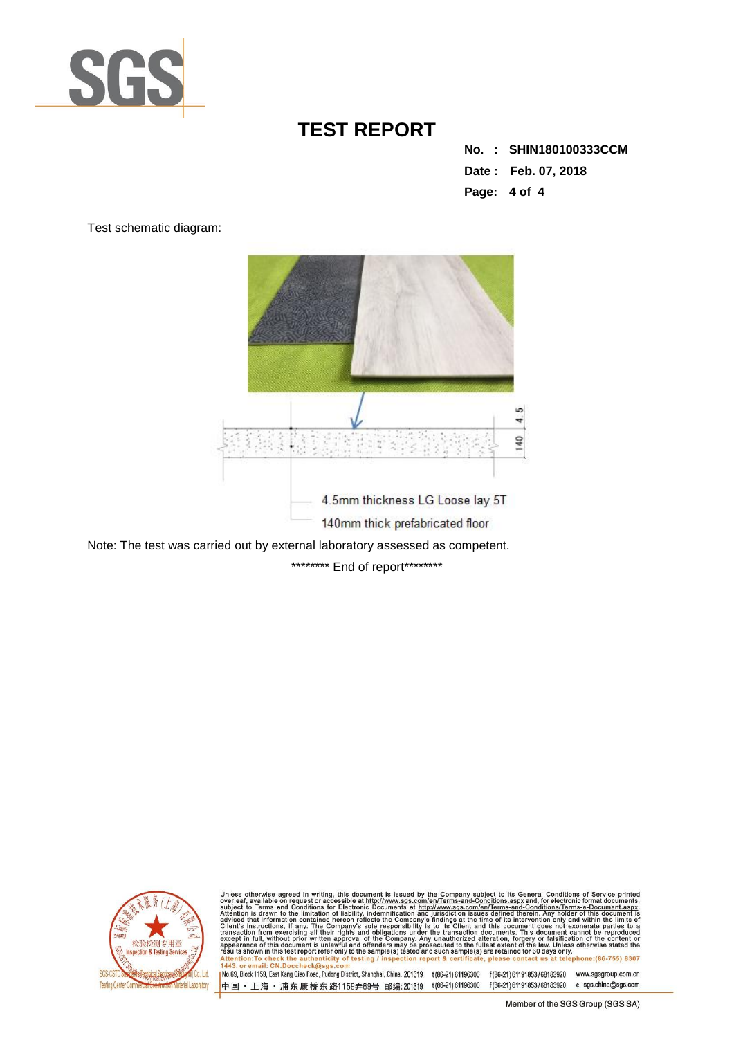# TEST REPORT

**No. : SHIN180100333CCM**

**Date : Feb. 07, 2018**

Test schematic diagram:

4.5

140

4.5mm thickness LG Loose lay 5T

140mm thick prefabricated floor

Note: The test was carried out by external laboratory assessed as competent.

******** End of report********